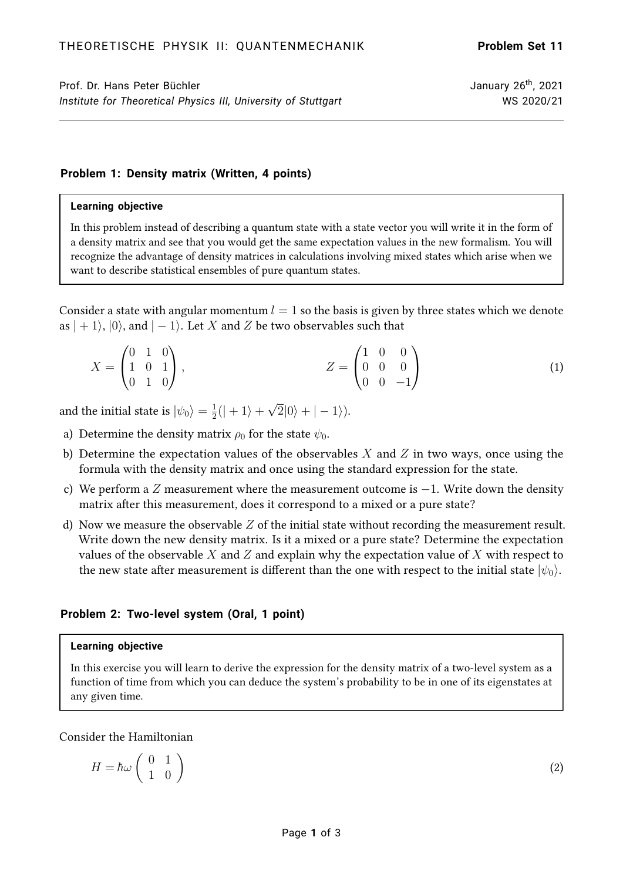THEORETISCHE PHYSIK II: QUANTENMECHANIK **Problem Set 11**

Prof. Dr. Hans Peter Büchler January 26th, 2021
*Institute for Theoretical Physics III, University of Stuttgart* WS 2020/21

### Problem 1: Density matrix (Written, 4 points)

> **Learning objective**
>
> In this problem instead of describing a quantum state with a state vector you will write it in the form of a density matrix and see that you would get the same expectation values in the new formalism. You will recognize the advantage of density matrices in calculations involving mixed states which arise when we want to describe statistical ensembles of pure quantum states.

Consider a state with angular momentum $l = 1$ so the basis is given by three states which we denote as $|+1\rangle$, $|0\rangle$, and $|-1\rangle$. Let $X$ and $Z$ be two observables such that

$$X = \begin{pmatrix} 0 & 1 & 0 \\ 1 & 0 & 1 \\ 0 & 1 & 0 \end{pmatrix}, \qquad Z = \begin{pmatrix} 1 & 0 & 0 \\ 0 & 0 & 0 \\ 0 & 0 & -1 \end{pmatrix} \tag{1}$$

and the initial state is $|\psi_0\rangle = \frac{1}{2}(|+1\rangle + \sqrt{2}|0\rangle + |-1\rangle)$.

a) Determine the density matrix $\rho_0$ for the state $\psi_0$.

b) Determine the expectation values of the observables $X$ and $Z$ in two ways, once using the formula with the density matrix and once using the standard expression for the state.

c) We perform a $Z$ measurement where the measurement outcome is $-1$. Write down the density matrix after this measurement, does it correspond to a mixed or a pure state?

d) Now we measure the observable $Z$ of the initial state without recording the measurement result. Write down the new density matrix. Is it a mixed or a pure state? Determine the expectation values of the observable $X$ and $Z$ and explain why the expectation value of $X$ with respect to the new state after measurement is different than the one with respect to the initial state $|\psi_0\rangle$.

### Problem 2: Two-level system (Oral, 1 point)

> **Learning objective**
>
> In this exercise you will learn to derive the expression for the density matrix of a two-level system as a function of time from which you can deduce the system's probability to be in one of its eigenstates at any given time.

Consider the Hamiltonian

$$H = \hbar\omega \begin{pmatrix} 0 & 1 \\ 1 & 0 \end{pmatrix} \tag{2}$$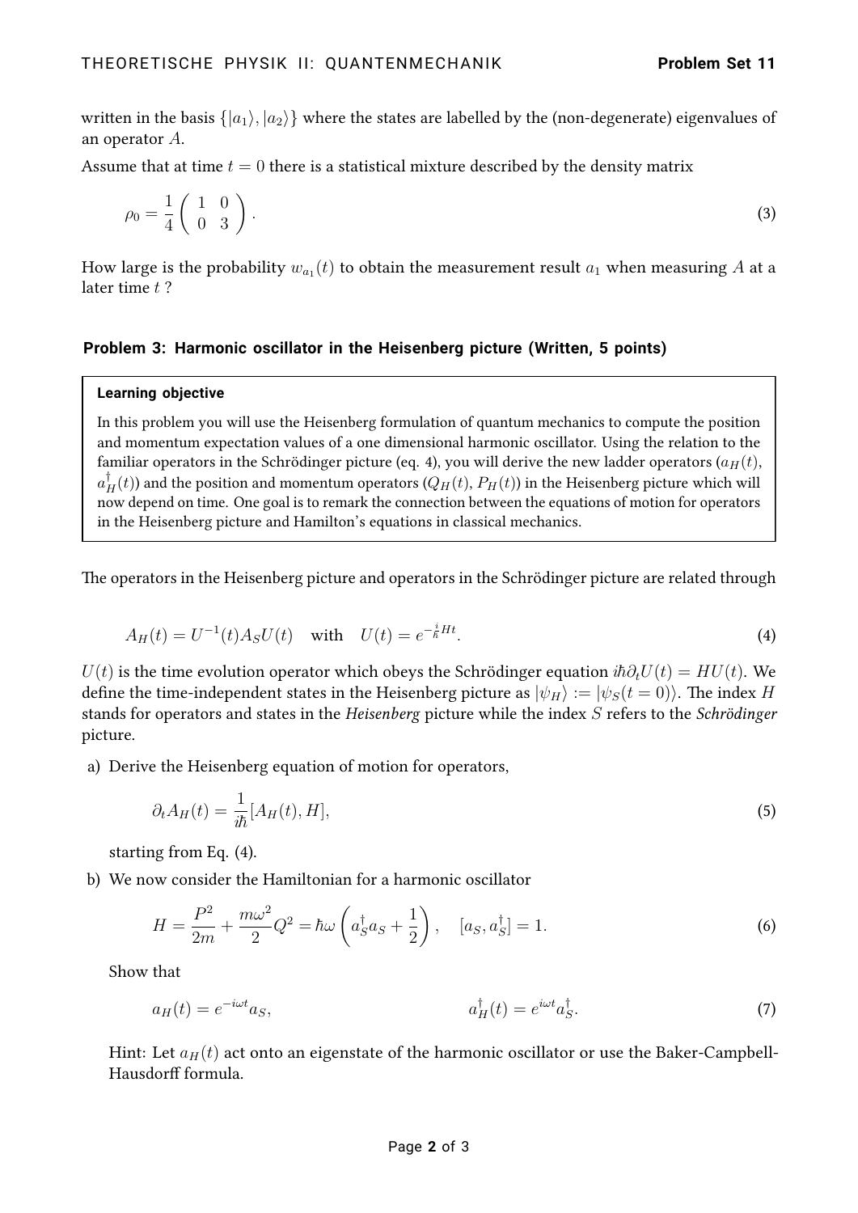written in the basis $\{|a_1\rangle, |a_2\rangle\}$ where the states are labelled by the (non-degenerate) eigenvalues of an operator $A$.

Assume that at time $t = 0$ there is a statistical mixture described by the density matrix

$$\rho_0 = \frac{1}{4}\begin{pmatrix} 1 & 0 \\ 0 & 3 \end{pmatrix}. \tag{3}$$

How large is the probability $w_{a_1}(t)$ to obtain the measurement result $a_1$ when measuring $A$ at a later time $t$ ?

### Problem 3: Harmonic oscillator in the Heisenberg picture (Written, 5 points)

> **Learning objective**
>
> In this problem you will use the Heisenberg formulation of quantum mechanics to compute the position and momentum expectation values of a one dimensional harmonic oscillator. Using the relation to the familiar operators in the Schrödinger picture (eq. 4), you will derive the new ladder operators ($a_H(t)$, $a_H^\dagger(t)$) and the position and momentum operators ($Q_H(t)$, $P_H(t)$) in the Heisenberg picture which will now depend on time. One goal is to remark the connection between the equations of motion for operators in the Heisenberg picture and Hamilton's equations in classical mechanics.

The operators in the Heisenberg picture and operators in the Schrödinger picture are related through

$$A_H(t) = U^{-1}(t) A_S U(t) \quad \text{with} \quad U(t) = e^{-\frac{i}{\hbar}Ht}. \tag{4}$$

$U(t)$ is the time evolution operator which obeys the Schrödinger equation $i\hbar\partial_t U(t) = HU(t)$. We define the time-independent states in the Heisenberg picture as $|\psi_H\rangle := |\psi_S(t = 0)\rangle$. The index $H$ stands for operators and states in the *Heisenberg* picture while the index $S$ refers to the *Schrödinger* picture.

a) Derive the Heisenberg equation of motion for operators,

$$\partial_t A_H(t) = \frac{1}{i\hbar}[A_H(t), H], \tag{5}$$

starting from Eq. (4).

b) We now consider the Hamiltonian for a harmonic oscillator

$$H = \frac{P^2}{2m} + \frac{m\omega^2}{2}Q^2 = \hbar\omega\left(a_S^\dagger a_S + \frac{1}{2}\right), \quad [a_S, a_S^\dagger] = 1. \tag{6}$$

Show that

$$a_H(t) = e^{-i\omega t}a_S, \qquad\qquad a_H^\dagger(t) = e^{i\omega t}a_S^\dagger. \tag{7}$$

Hint: Let $a_H(t)$ act onto an eigenstate of the harmonic oscillator or use the Baker-Campbell-Hausdorff formula.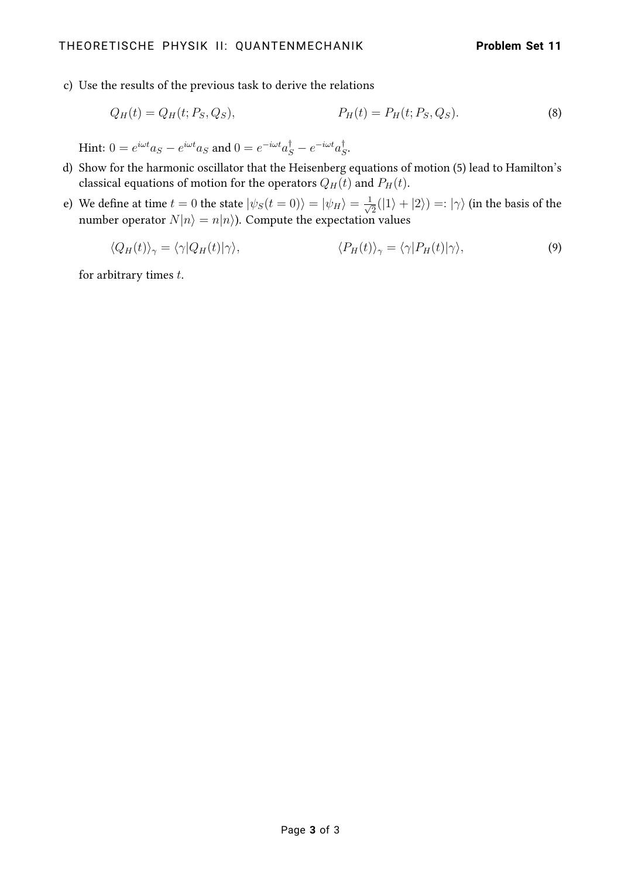c) Use the results of the previous task to derive the relations

$$Q_H(t) = Q_H(t; P_S, Q_S), \qquad\qquad P_H(t) = P_H(t; P_S, Q_S). \tag{8}$$

Hint: $0 = e^{i\omega t} a_S - e^{i\omega t} a_S$ and $0 = e^{-i\omega t} a_S^\dagger - e^{-i\omega t} a_S^\dagger$.

d) Show for the harmonic oscillator that the Heisenberg equations of motion (5) lead to Hamilton's classical equations of motion for the operators $Q_H(t)$ and $P_H(t)$.

e) We define at time $t = 0$ the state $|\psi_S(t=0)\rangle = |\psi_H\rangle = \frac{1}{\sqrt{2}}(|1\rangle + |2\rangle) =: |\gamma\rangle$ (in the basis of the number operator $N|n\rangle = n|n\rangle$). Compute the expectation values

$$\langle Q_H(t)\rangle_\gamma = \langle\gamma|Q_H(t)|\gamma\rangle, \qquad\qquad \langle P_H(t)\rangle_\gamma = \langle\gamma|P_H(t)|\gamma\rangle, \tag{9}$$

for arbitrary times $t$.